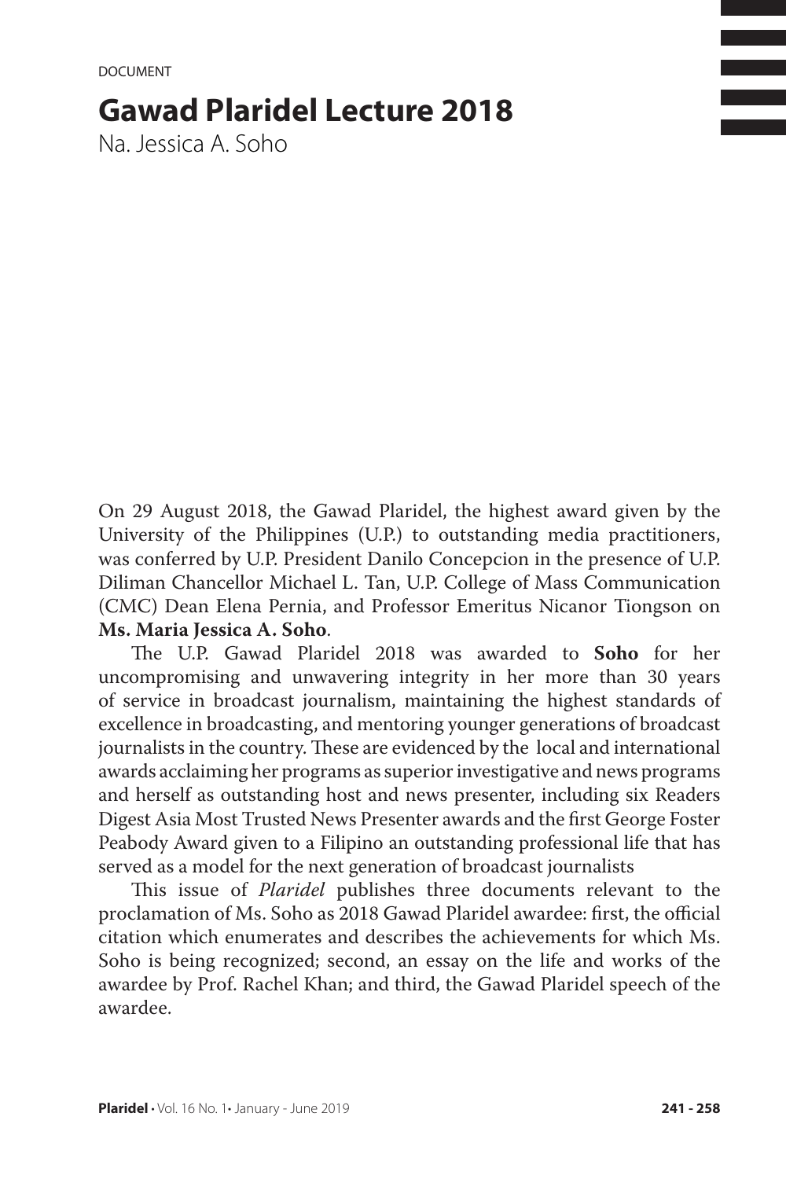DOCUMENT

# Gawad Plaridel Lecture 2018

Na. Jessica A. Soho

On 29 August 2018, the Gawad Plaridel, the highest award given by the University of the Philippines (U.P.) to outstanding media practitioners, was conferred by U.P. President Danilo Concepcion in the presence of U.P. Diliman Chancellor Michael L. Tan, U.P. College of Mass Communication (CMC) Dean Elena Pernia, and Professor Emeritus Nicanor Tiongson on **Ms. Maria Jessica A. Soho**.

The U.P. Gawad Plaridel 2018 was awarded to **Soho** for her uncompromising and unwavering integrity in her more than 30 years of service in broadcast journalism, maintaining the highest standards of excellence in broadcasting, and mentoring younger generations of broadcast journalists in the country. These are evidenced by the local and international awards acclaiming her programs as superior investigative and news programs and herself as outstanding host and news presenter, including six Readers Digest Asia Most Trusted News Presenter awards and the first George Foster Peabody Award given to a Filipino an outstanding professional life that has served as a model for the next generation of broadcast journalists

This issue of *Plaridel* publishes three documents relevant to the proclamation of Ms. Soho as 2018 Gawad Plaridel awardee: first, the official citation which enumerates and describes the achievements for which Ms. Soho is being recognized; second, an essay on the life and works of the awardee by Prof. Rachel Khan; and third, the Gawad Plaridel speech of the awardee.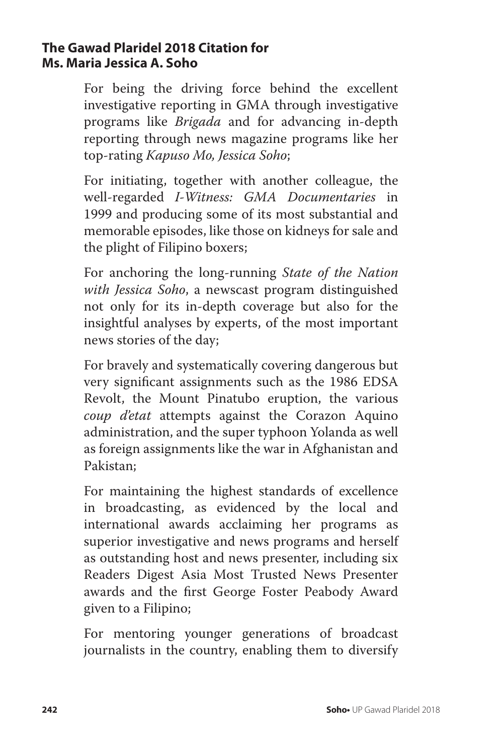**The Gawad Plaridel 2018 Citation for Ms. Maria Jessica A. Soho**

For being the driving force behind the excellent investigative reporting in GMA through investigative programs like *Brigada* and for advancing in-depth reporting through news magazine programs like her top-rating *Kapuso Mo, Jessica Soho*;

For initiating, together with another colleague, the well-regarded *I-Witness: GMA Documentaries* in 1999 and producing some of its most substantial and memorable episodes, like those on kidneys for sale and the plight of Filipino boxers;

For anchoring the long-running *State of the Nation with Jessica Soho*, a newscast program distinguished not only for its in-depth coverage but also for the insightful analyses by experts, of the most important news stories of the day;

For bravely and systematically covering dangerous but very significant assignments such as the 1986 EDSA Revolt, the Mount Pinatubo eruption, the various *coup d'etat* attempts against the Corazon Aquino administration, and the super typhoon Yolanda as well as foreign assignments like the war in Afghanistan and Pakistan;

For maintaining the highest standards of excellence in broadcasting, as evidenced by the local and international awards acclaiming her programs as superior investigative and news programs and herself as outstanding host and news presenter, including six Readers Digest Asia Most Trusted News Presenter awards and the first George Foster Peabody Award given to a Filipino;

For mentoring younger generations of broadcast journalists in the country, enabling them to diversify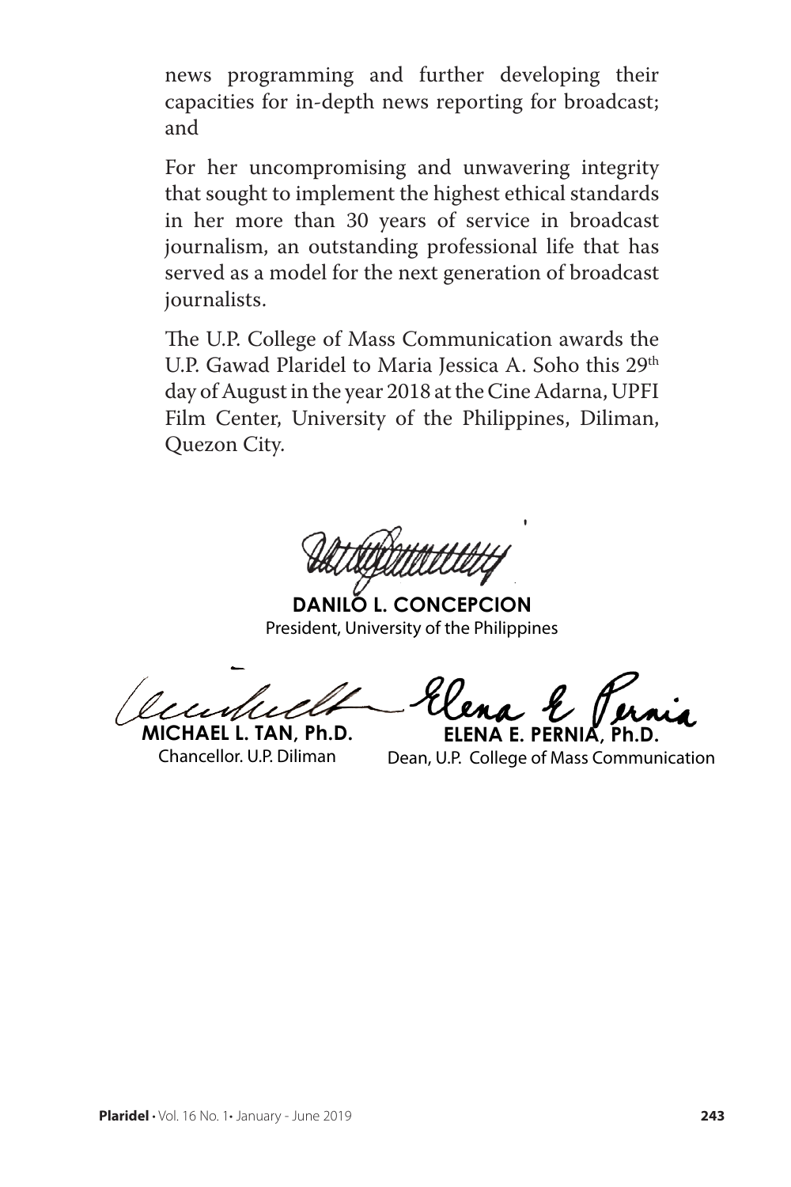news programming and further developing their capacities for in-depth news reporting for broadcast; and

For her uncompromising and unwavering integrity that sought to implement the highest ethical standards in her more than 30 years of service in broadcast journalism, an outstanding professional life that has served as a model for the next generation of broadcast journalists.

The U.P. College of Mass Communication awards the U.P. Gawad Plaridel to Maria Jessica A. Soho this 29th day of August in the year 2018 at the Cine Adarna, UPFI Film Center, University of the Philippines, Diliman, Quezon City.

**DANILO L. CONCEPCION**
President, University of the Philippines

**MICHAEL L. TAN, Ph.D.**
Chancellor. U.P. Diliman

**ELENA E. PERNIA, Ph.D.**
Dean, U.P. College of Mass Communication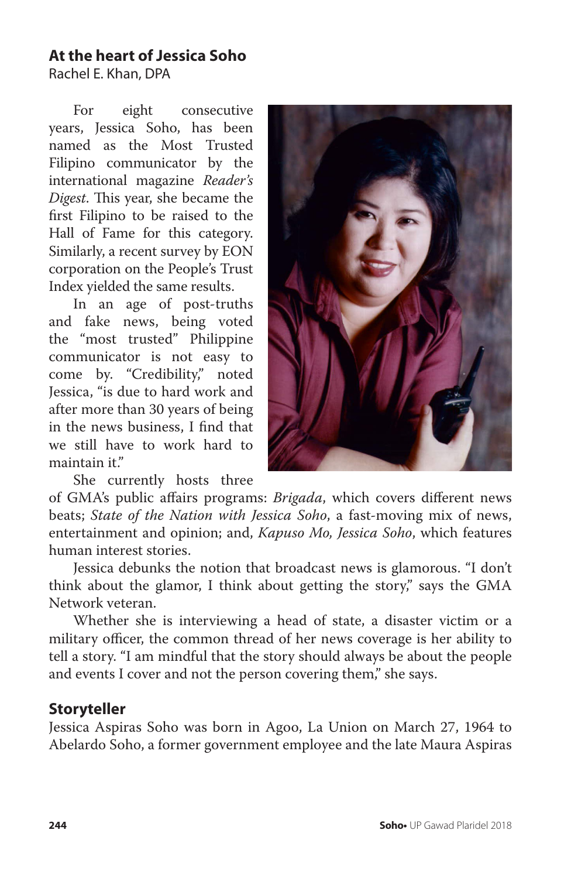## At the heart of Jessica Soho

Rachel E. Khan, DPA

For eight consecutive years, Jessica Soho, has been named as the Most Trusted Filipino communicator by the international magazine *Reader's Digest*. This year, she became the first Filipino to be raised to the Hall of Fame for this category. Similarly, a recent survey by EON corporation on the People's Trust Index yielded the same results.

In an age of post-truths and fake news, being voted the "most trusted" Philippine communicator is not easy to come by. "Credibility," noted Jessica, "is due to hard work and after more than 30 years of being in the news business, I find that we still have to work hard to maintain it."

She currently hosts three of GMA's public affairs programs: *Brigada*, which covers different news beats; *State of the Nation with Jessica Soho*, a fast-moving mix of news, entertainment and opinion; and, *Kapuso Mo, Jessica Soho*, which features human interest stories.

Jessica debunks the notion that broadcast news is glamorous. "I don't think about the glamor, I think about getting the story," says the GMA Network veteran.

Whether she is interviewing a head of state, a disaster victim or a military officer, the common thread of her news coverage is her ability to tell a story. "I am mindful that the story should always be about the people and events I cover and not the person covering them," she says.

### Storyteller

Jessica Aspiras Soho was born in Agoo, La Union on March 27, 1964 to Abelardo Soho, a former government employee and the late Maura Aspiras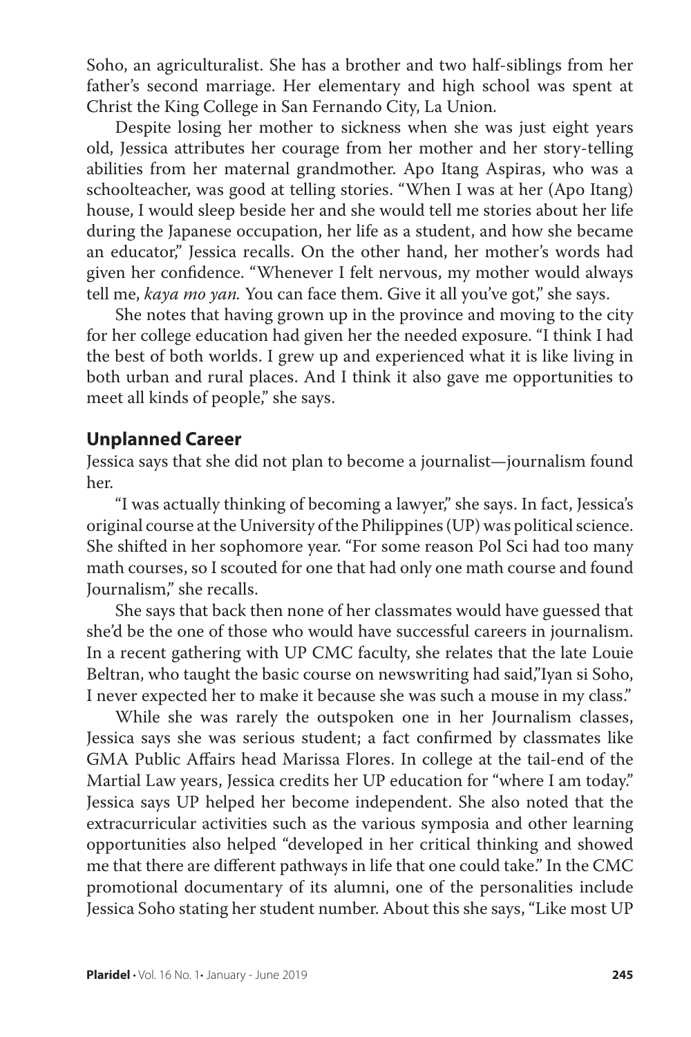Soho, an agriculturalist. She has a brother and two half-siblings from her father's second marriage. Her elementary and high school was spent at Christ the King College in San Fernando City, La Union.

Despite losing her mother to sickness when she was just eight years old, Jessica attributes her courage from her mother and her story-telling abilities from her maternal grandmother. Apo Itang Aspiras, who was a schoolteacher, was good at telling stories. "When I was at her (Apo Itang) house, I would sleep beside her and she would tell me stories about her life during the Japanese occupation, her life as a student, and how she became an educator," Jessica recalls. On the other hand, her mother's words had given her confidence. "Whenever I felt nervous, my mother would always tell me, *kaya mo yan.* You can face them. Give it all you've got," she says.

She notes that having grown up in the province and moving to the city for her college education had given her the needed exposure. "I think I had the best of both worlds. I grew up and experienced what it is like living in both urban and rural places. And I think it also gave me opportunities to meet all kinds of people," she says.

## Unplanned Career

Jessica says that she did not plan to become a journalist—journalism found her.

"I was actually thinking of becoming a lawyer," she says. In fact, Jessica's original course at the University of the Philippines (UP) was political science. She shifted in her sophomore year. "For some reason Pol Sci had too many math courses, so I scouted for one that had only one math course and found Journalism," she recalls.

She says that back then none of her classmates would have guessed that she'd be the one of those who would have successful careers in journalism. In a recent gathering with UP CMC faculty, she relates that the late Louie Beltran, who taught the basic course on newswriting had said,"Iyan si Soho, I never expected her to make it because she was such a mouse in my class."

While she was rarely the outspoken one in her Journalism classes, Jessica says she was serious student; a fact confirmed by classmates like GMA Public Affairs head Marissa Flores. In college at the tail-end of the Martial Law years, Jessica credits her UP education for "where I am today." Jessica says UP helped her become independent. She also noted that the extracurricular activities such as the various symposia and other learning opportunities also helped "developed in her critical thinking and showed me that there are different pathways in life that one could take." In the CMC promotional documentary of its alumni, one of the personalities include Jessica Soho stating her student number. About this she says, "Like most UP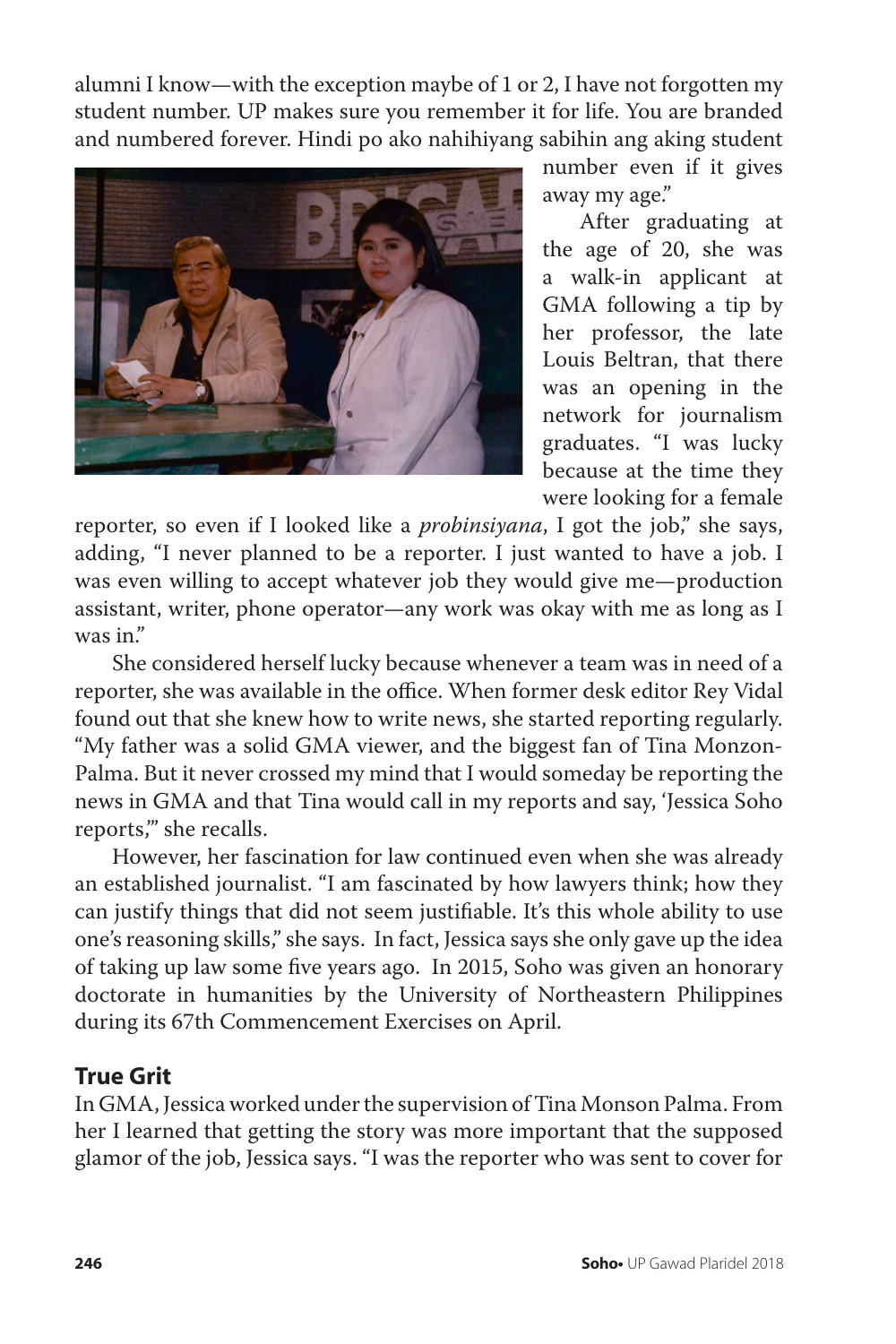alumni I know—with the exception maybe of 1 or 2, I have not forgotten my student number. UP makes sure you remember it for life. You are branded and numbered forever. Hindi po ako nahihiyang sabihin ang aking student number even if it gives away my age."

After graduating at the age of 20, she was a walk-in applicant at GMA following a tip by her professor, the late Louis Beltran, that there was an opening in the network for journalism graduates. "I was lucky because at the time they were looking for a female reporter, so even if I looked like a *probinsiyana*, I got the job," she says, adding, "I never planned to be a reporter. I just wanted to have a job. I was even willing to accept whatever job they would give me—production assistant, writer, phone operator—any work was okay with me as long as I was in."

She considered herself lucky because whenever a team was in need of a reporter, she was available in the office. When former desk editor Rey Vidal found out that she knew how to write news, she started reporting regularly. "My father was a solid GMA viewer, and the biggest fan of Tina Monzon-Palma. But it never crossed my mind that I would someday be reporting the news in GMA and that Tina would call in my reports and say, 'Jessica Soho reports,'" she recalls.

However, her fascination for law continued even when she was already an established journalist. "I am fascinated by how lawyers think; how they can justify things that did not seem justifiable. It's this whole ability to use one's reasoning skills," she says. In fact, Jessica says she only gave up the idea of taking up law some five years ago. In 2015, Soho was given an honorary doctorate in humanities by the University of Northeastern Philippines during its 67th Commencement Exercises on April.

## True Grit

In GMA, Jessica worked under the supervision of Tina Monson Palma. From her I learned that getting the story was more important that the supposed glamor of the job, Jessica says. "I was the reporter who was sent to cover for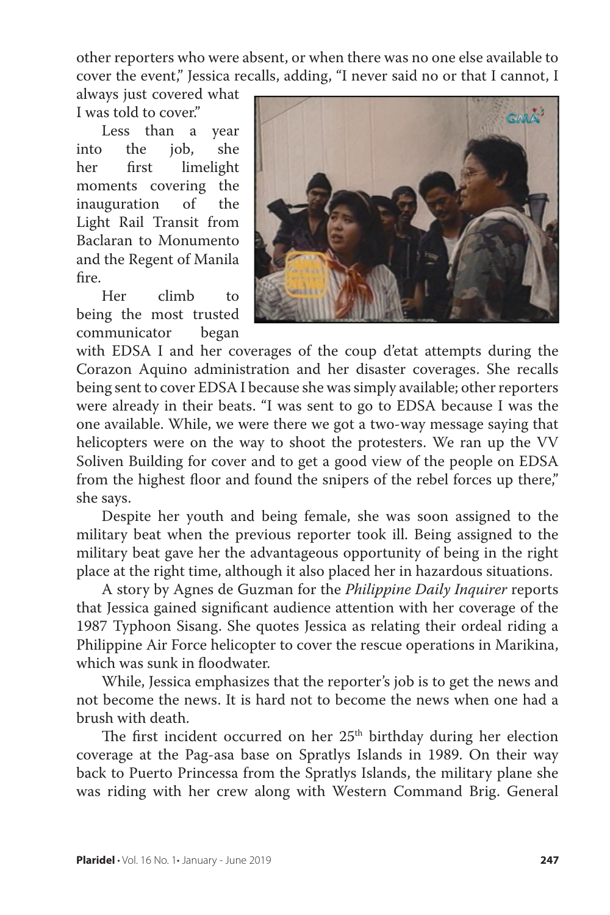other reporters who were absent, or when there was no one else available to cover the event," Jessica recalls, adding, "I never said no or that I cannot, I always just covered what I was told to cover."

Less than a year into the job, she her first limelight moments covering the inauguration of the Light Rail Transit from Baclaran to Monumento and the Regent of Manila fire.

Her climb to being the most trusted communicator began with EDSA I and her coverages of the coup d'etat attempts during the Corazon Aquino administration and her disaster coverages. She recalls being sent to cover EDSA I because she was simply available; other reporters were already in their beats. "I was sent to go to EDSA because I was the one available. While, we were there we got a two-way message saying that helicopters were on the way to shoot the protesters. We ran up the VV Soliven Building for cover and to get a good view of the people on EDSA from the highest floor and found the snipers of the rebel forces up there," she says.

Despite her youth and being female, she was soon assigned to the military beat when the previous reporter took ill. Being assigned to the military beat gave her the advantageous opportunity of being in the right place at the right time, although it also placed her in hazardous situations.

A story by Agnes de Guzman for the *Philippine Daily Inquirer* reports that Jessica gained significant audience attention with her coverage of the 1987 Typhoon Sisang. She quotes Jessica as relating their ordeal riding a Philippine Air Force helicopter to cover the rescue operations in Marikina, which was sunk in floodwater.

While, Jessica emphasizes that the reporter's job is to get the news and not become the news. It is hard not to become the news when one had a brush with death.

The first incident occurred on her 25th birthday during her election coverage at the Pag-asa base on Spratlys Islands in 1989. On their way back to Puerto Princessa from the Spratlys Islands, the military plane she was riding with her crew along with Western Command Brig. General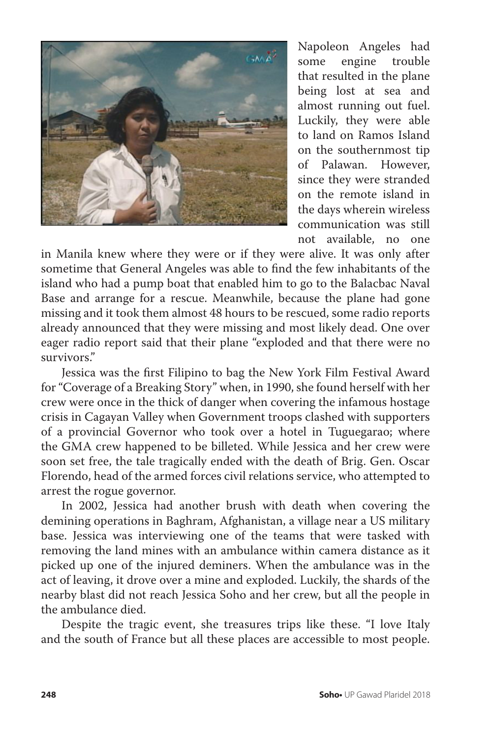Napoleon Angeles had some engine trouble that resulted in the plane being lost at sea and almost running out fuel. Luckily, they were able to land on Ramos Island on the southernmost tip of Palawan. However, since they were stranded on the remote island in the days wherein wireless communication was still not available, no one in Manila knew where they were or if they were alive. It was only after sometime that General Angeles was able to find the few inhabitants of the island who had a pump boat that enabled him to go to the Balacbac Naval Base and arrange for a rescue. Meanwhile, because the plane had gone missing and it took them almost 48 hours to be rescued, some radio reports already announced that they were missing and most likely dead. One over eager radio report said that their plane "exploded and that there were no survivors."

Jessica was the first Filipino to bag the New York Film Festival Award for "Coverage of a Breaking Story" when, in 1990, she found herself with her crew were once in the thick of danger when covering the infamous hostage crisis in Cagayan Valley when Government troops clashed with supporters of a provincial Governor who took over a hotel in Tuguegarao; where the GMA crew happened to be billeted. While Jessica and her crew were soon set free, the tale tragically ended with the death of Brig. Gen. Oscar Florendo, head of the armed forces civil relations service, who attempted to arrest the rogue governor.

In 2002, Jessica had another brush with death when covering the demining operations in Baghram, Afghanistan, a village near a US military base. Jessica was interviewing one of the teams that were tasked with removing the land mines with an ambulance within camera distance as it picked up one of the injured deminers. When the ambulance was in the act of leaving, it drove over a mine and exploded. Luckily, the shards of the nearby blast did not reach Jessica Soho and her crew, but all the people in the ambulance died.

Despite the tragic event, she treasures trips like these. "I love Italy and the south of France but all these places are accessible to most people.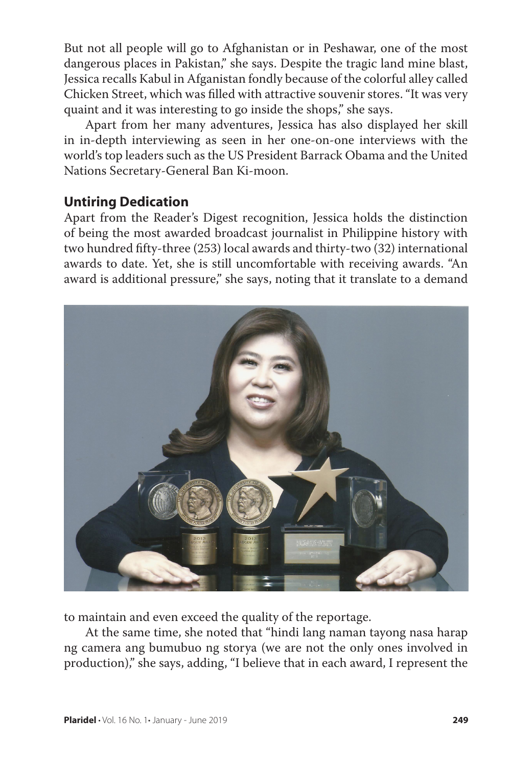But not all people will go to Afghanistan or in Peshawar, one of the most dangerous places in Pakistan," she says. Despite the tragic land mine blast, Jessica recalls Kabul in Afganistan fondly because of the colorful alley called Chicken Street, which was filled with attractive souvenir stores. "It was very quaint and it was interesting to go inside the shops," she says.

Apart from her many adventures, Jessica has also displayed her skill in in-depth interviewing as seen in her one-on-one interviews with the world's top leaders such as the US President Barrack Obama and the United Nations Secretary-General Ban Ki-moon.

### Untiring Dedication

Apart from the Reader's Digest recognition, Jessica holds the distinction of being the most awarded broadcast journalist in Philippine history with two hundred fifty-three (253) local awards and thirty-two (32) international awards to date. Yet, she is still uncomfortable with receiving awards. "An award is additional pressure," she says, noting that it translate to a demand to maintain and even exceed the quality of the reportage.

At the same time, she noted that "hindi lang naman tayong nasa harap ng camera ang bumubuo ng storya (we are not the only ones involved in production)," she says, adding, "I believe that in each award, I represent the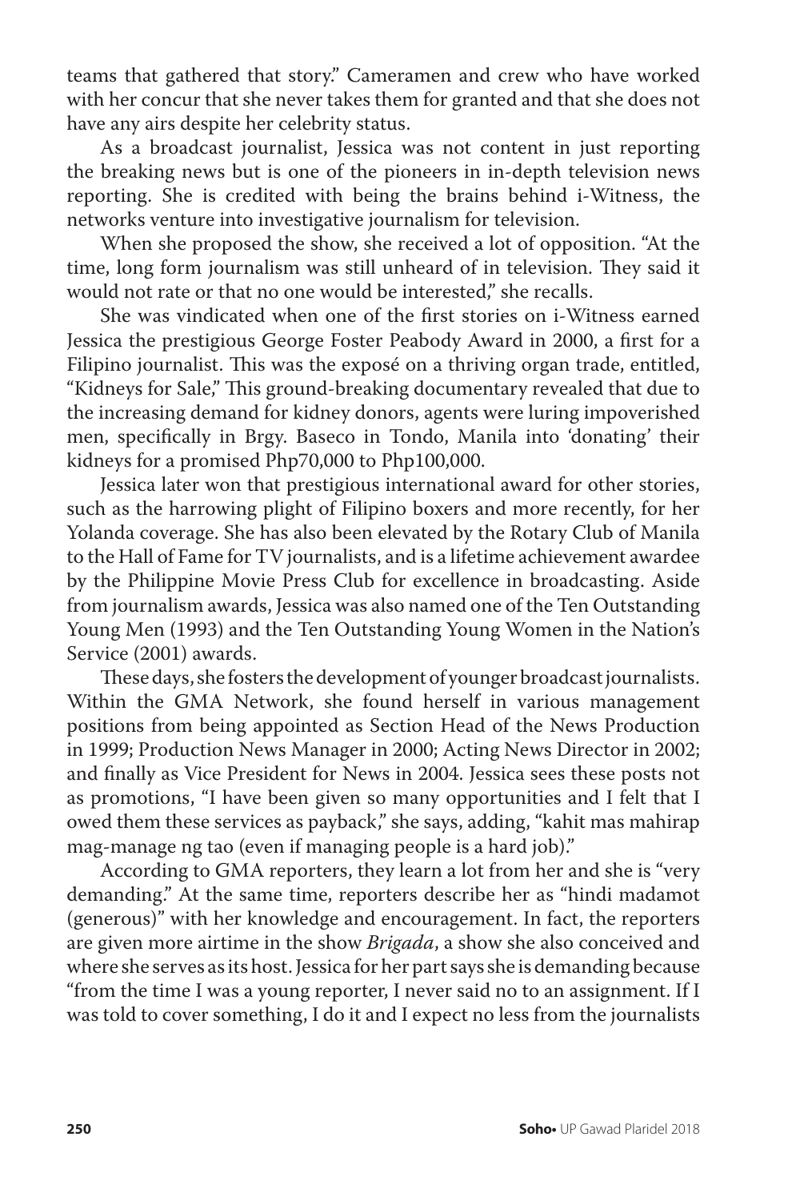teams that gathered that story." Cameramen and crew who have worked with her concur that she never takes them for granted and that she does not have any airs despite her celebrity status.

As a broadcast journalist, Jessica was not content in just reporting the breaking news but is one of the pioneers in in-depth television news reporting. She is credited with being the brains behind i-Witness, the networks venture into investigative journalism for television.

When she proposed the show, she received a lot of opposition. "At the time, long form journalism was still unheard of in television. They said it would not rate or that no one would be interested," she recalls.

She was vindicated when one of the first stories on i-Witness earned Jessica the prestigious George Foster Peabody Award in 2000, a first for a Filipino journalist. This was the exposé on a thriving organ trade, entitled, "Kidneys for Sale," This ground-breaking documentary revealed that due to the increasing demand for kidney donors, agents were luring impoverished men, specifically in Brgy. Baseco in Tondo, Manila into 'donating' their kidneys for a promised Php70,000 to Php100,000.

Jessica later won that prestigious international award for other stories, such as the harrowing plight of Filipino boxers and more recently, for her Yolanda coverage. She has also been elevated by the Rotary Club of Manila to the Hall of Fame for TV journalists, and is a lifetime achievement awardee by the Philippine Movie Press Club for excellence in broadcasting. Aside from journalism awards, Jessica was also named one of the Ten Outstanding Young Men (1993) and the Ten Outstanding Young Women in the Nation's Service (2001) awards.

These days, she fosters the development of younger broadcast journalists. Within the GMA Network, she found herself in various management positions from being appointed as Section Head of the News Production in 1999; Production News Manager in 2000; Acting News Director in 2002; and finally as Vice President for News in 2004. Jessica sees these posts not as promotions, "I have been given so many opportunities and I felt that I owed them these services as payback," she says, adding, "kahit mas mahirap mag-manage ng tao (even if managing people is a hard job)."

According to GMA reporters, they learn a lot from her and she is "very demanding." At the same time, reporters describe her as "hindi madamot (generous)" with her knowledge and encouragement. In fact, the reporters are given more airtime in the show *Brigada*, a show she also conceived and where she serves as its host. Jessica for her part says she is demanding because "from the time I was a young reporter, I never said no to an assignment. If I was told to cover something, I do it and I expect no less from the journalists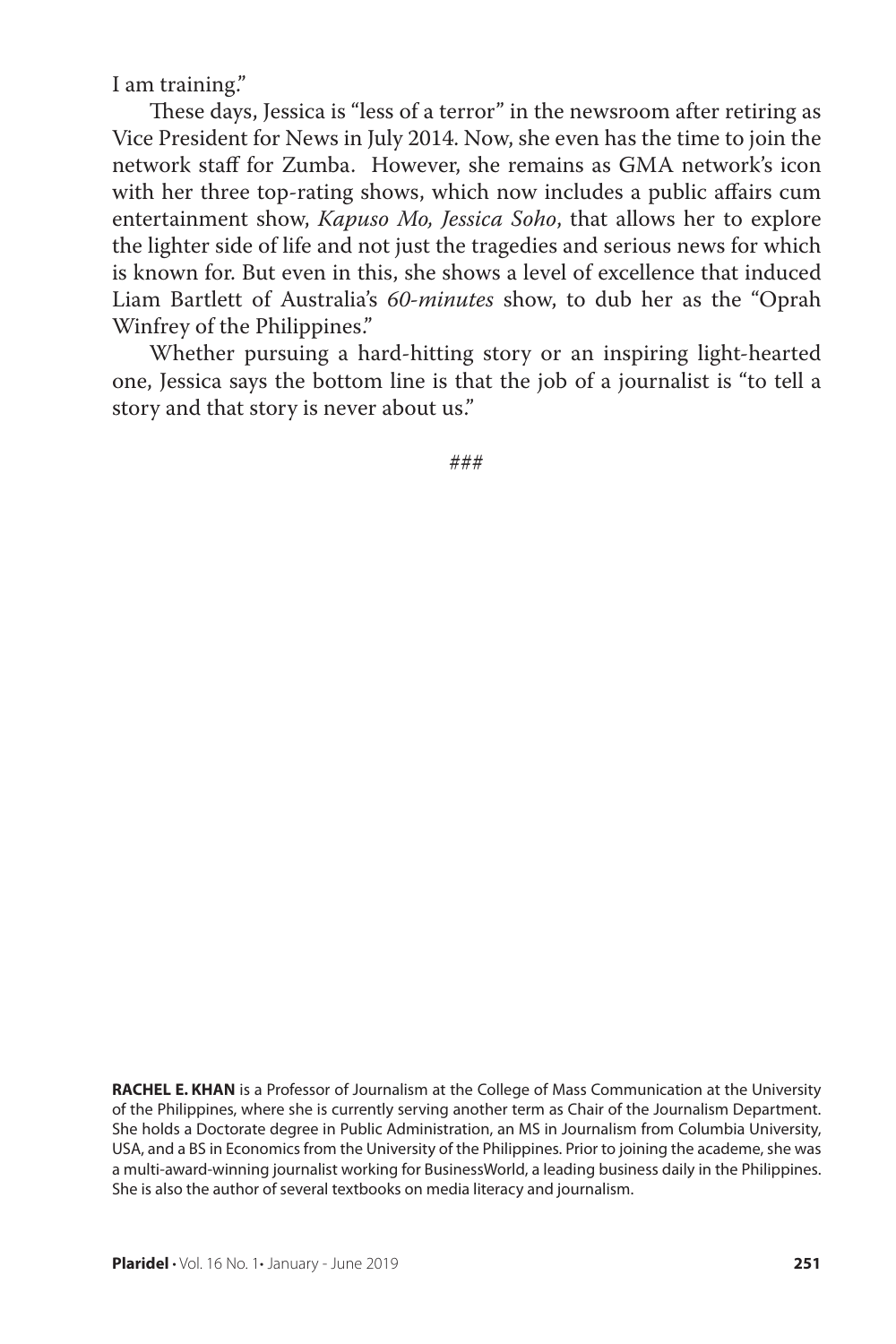I am training."

These days, Jessica is "less of a terror" in the newsroom after retiring as Vice President for News in July 2014. Now, she even has the time to join the network staff for Zumba. However, she remains as GMA network's icon with her three top-rating shows, which now includes a public affairs cum entertainment show, *Kapuso Mo, Jessica Soho*, that allows her to explore the lighter side of life and not just the tragedies and serious news for which is known for. But even in this, she shows a level of excellence that induced Liam Bartlett of Australia's *60-minutes* show, to dub her as the "Oprah Winfrey of the Philippines."

Whether pursuing a hard-hitting story or an inspiring light-hearted one, Jessica says the bottom line is that the job of a journalist is "to tell a story and that story is never about us."

###

**RACHEL E. KHAN** is a Professor of Journalism at the College of Mass Communication at the University of the Philippines, where she is currently serving another term as Chair of the Journalism Department. She holds a Doctorate degree in Public Administration, an MS in Journalism from Columbia University, USA, and a BS in Economics from the University of the Philippines. Prior to joining the academe, she was a multi-award-winning journalist working for BusinessWorld, a leading business daily in the Philippines. She is also the author of several textbooks on media literacy and journalism.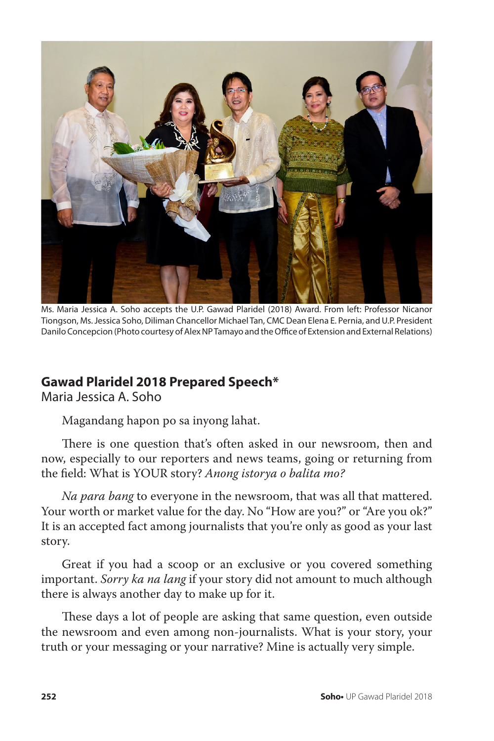Ms. Maria Jessica A. Soho accepts the U.P. Gawad Plaridel (2018) Award. From left: Professor Nicanor Tiongson, Ms. Jessica Soho, Diliman Chancellor Michael Tan, CMC Dean Elena E. Pernia, and U.P. President Danilo Concepcion (Photo courtesy of Alex NP Tamayo and the Office of Extension and External Relations)

## Gawad Plaridel 2018 Prepared Speech*

Maria Jessica A. Soho

Magandang hapon po sa inyong lahat.

There is one question that's often asked in our newsroom, then and now, especially to our reporters and news teams, going or returning from the field: What is YOUR story? *Anong istorya o balita mo?*

*Na para bang* to everyone in the newsroom, that was all that mattered. Your worth or market value for the day. No "How are you?" or "Are you ok?" It is an accepted fact among journalists that you're only as good as your last story.

Great if you had a scoop or an exclusive or you covered something important. *Sorry ka na lang* if your story did not amount to much although there is always another day to make up for it.

These days a lot of people are asking that same question, even outside the newsroom and even among non-journalists. What is your story, your truth or your messaging or your narrative? Mine is actually very simple.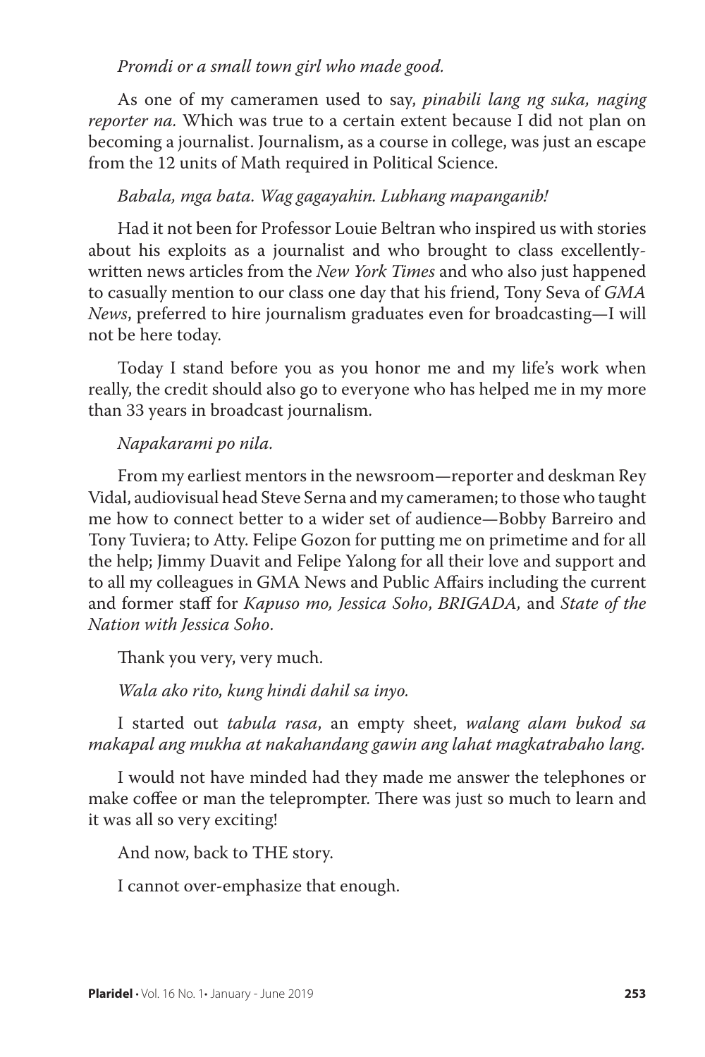*Promdi or a small town girl who made good.*

As one of my cameramen used to say, *pinabili lang ng suka, naging reporter na.* Which was true to a certain extent because I did not plan on becoming a journalist. Journalism, as a course in college, was just an escape from the 12 units of Math required in Political Science.

*Babala, mga bata. Wag gagayahin. Lubhang mapanganib!*

Had it not been for Professor Louie Beltran who inspired us with stories about his exploits as a journalist and who brought to class excellently-written news articles from the *New York Times* and who also just happened to casually mention to our class one day that his friend, Tony Seva of *GMA News*, preferred to hire journalism graduates even for broadcasting—I will not be here today.

Today I stand before you as you honor me and my life's work when really, the credit should also go to everyone who has helped me in my more than 33 years in broadcast journalism.

*Napakarami po nila.*

From my earliest mentors in the newsroom—reporter and deskman Rey Vidal, audiovisual head Steve Serna and my cameramen; to those who taught me how to connect better to a wider set of audience—Bobby Barreiro and Tony Tuviera; to Atty. Felipe Gozon for putting me on primetime and for all the help; Jimmy Duavit and Felipe Yalong for all their love and support and to all my colleagues in GMA News and Public Affairs including the current and former staff for *Kapuso mo, Jessica Soho*, *BRIGADA,* and *State of the Nation with Jessica Soho*.

Thank you very, very much.

*Wala ako rito, kung hindi dahil sa inyo.*

I started out *tabula rasa*, an empty sheet, *walang alam bukod sa makapal ang mukha at nakahandang gawin ang lahat magkatrabaho lang.*

I would not have minded had they made me answer the telephones or make coffee or man the teleprompter. There was just so much to learn and it was all so very exciting!

And now, back to THE story.

I cannot over-emphasize that enough.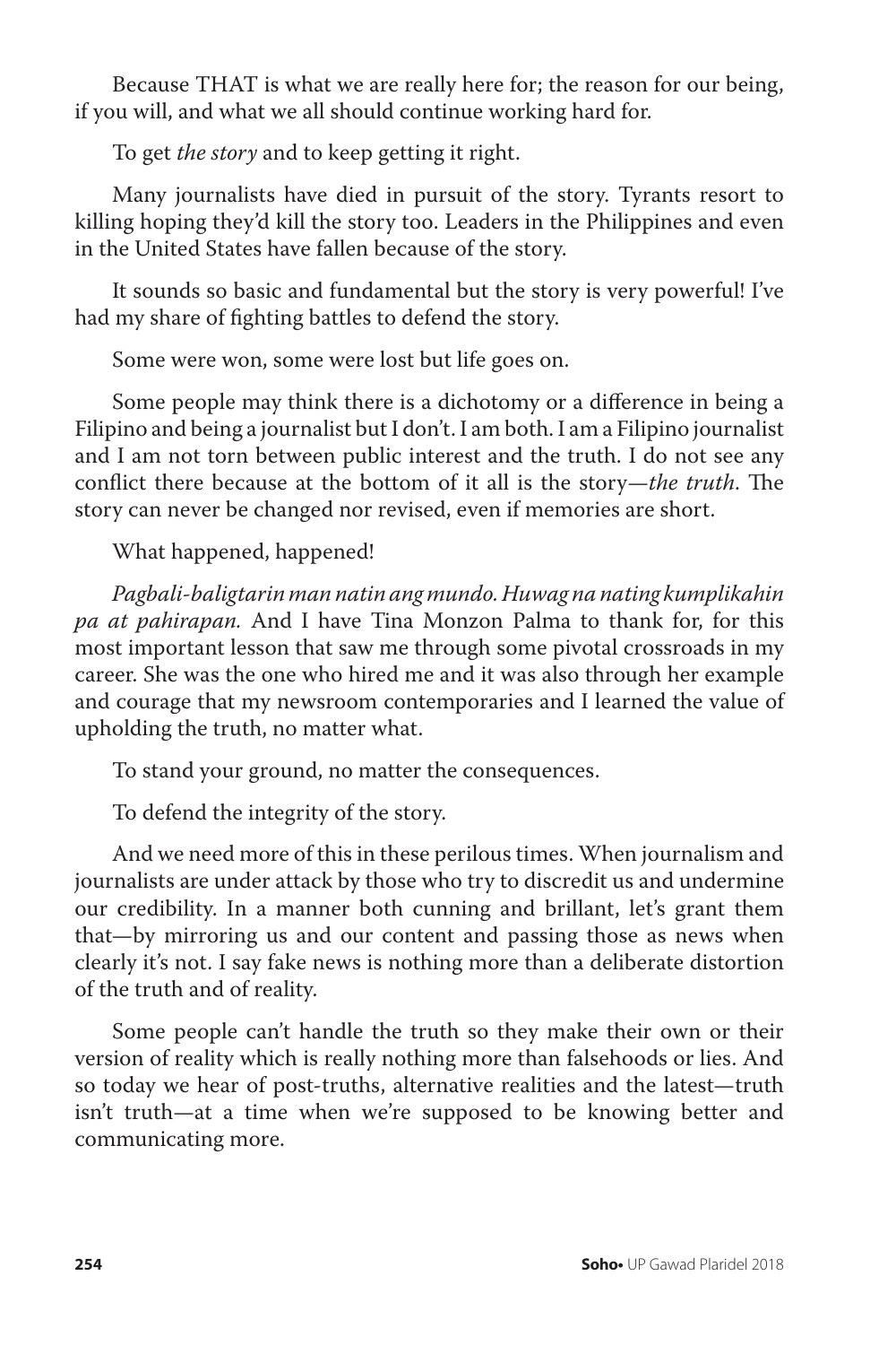Because THAT is what we are really here for; the reason for our being, if you will, and what we all should continue working hard for.

To get *the story* and to keep getting it right.

Many journalists have died in pursuit of the story. Tyrants resort to killing hoping they'd kill the story too. Leaders in the Philippines and even in the United States have fallen because of the story.

It sounds so basic and fundamental but the story is very powerful! I've had my share of fighting battles to defend the story.

Some were won, some were lost but life goes on.

Some people may think there is a dichotomy or a difference in being a Filipino and being a journalist but I don't. I am both. I am a Filipino journalist and I am not torn between public interest and the truth. I do not see any conflict there because at the bottom of it all is the story—*the truth*. The story can never be changed nor revised, even if memories are short.

What happened, happened!

*Pagbali-baligtarin man natin ang mundo. Huwag na nating kumplikahin pa at pahirapan.* And I have Tina Monzon Palma to thank for, for this most important lesson that saw me through some pivotal crossroads in my career. She was the one who hired me and it was also through her example and courage that my newsroom contemporaries and I learned the value of upholding the truth, no matter what.

To stand your ground, no matter the consequences.

To defend the integrity of the story.

And we need more of this in these perilous times. When journalism and journalists are under attack by those who try to discredit us and undermine our credibility. In a manner both cunning and brillant, let's grant them that—by mirroring us and our content and passing those as news when clearly it's not. I say fake news is nothing more than a deliberate distortion of the truth and of reality.

Some people can't handle the truth so they make their own or their version of reality which is really nothing more than falsehoods or lies. And so today we hear of post-truths, alternative realities and the latest—truth isn't truth—at a time when we're supposed to be knowing better and communicating more.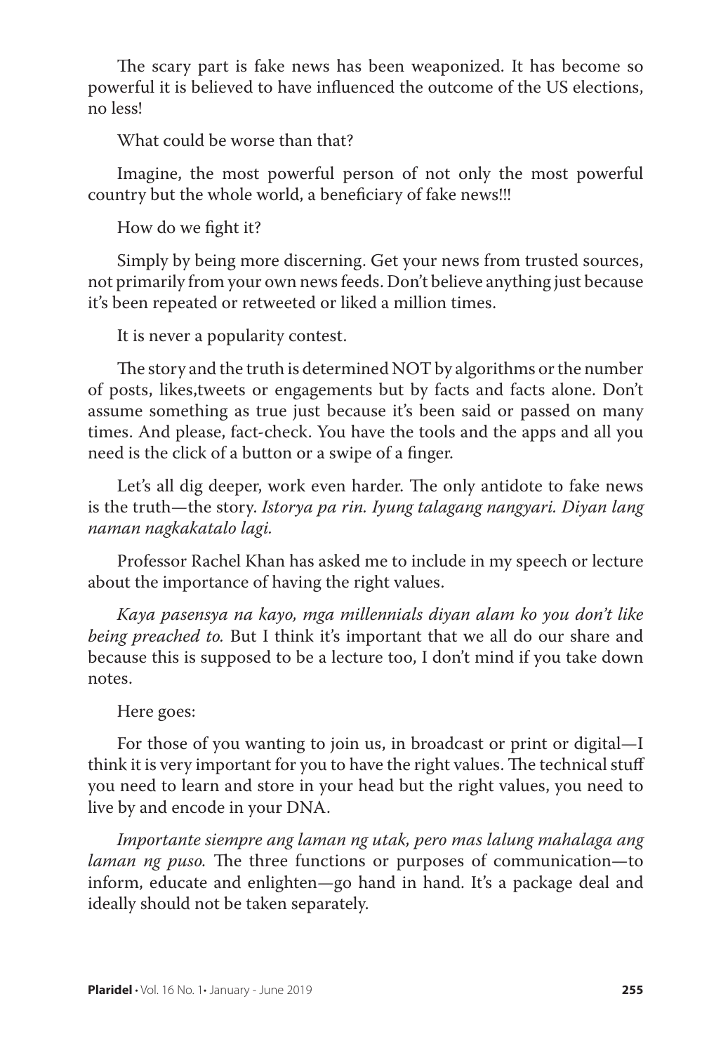The scary part is fake news has been weaponized. It has become so powerful it is believed to have influenced the outcome of the US elections, no less!

What could be worse than that?

Imagine, the most powerful person of not only the most powerful country but the whole world, a beneficiary of fake news!!!

How do we fight it?

Simply by being more discerning. Get your news from trusted sources, not primarily from your own news feeds. Don't believe anything just because it's been repeated or retweeted or liked a million times.

It is never a popularity contest.

The story and the truth is determined NOT by algorithms or the number of posts, likes,tweets or engagements but by facts and facts alone. Don't assume something as true just because it's been said or passed on many times. And please, fact-check. You have the tools and the apps and all you need is the click of a button or a swipe of a finger.

Let's all dig deeper, work even harder. The only antidote to fake news is the truth—the story. *Istorya pa rin. Iyung talagang nangyari. Diyan lang naman nagkakatalo lagi.*

Professor Rachel Khan has asked me to include in my speech or lecture about the importance of having the right values.

*Kaya pasensya na kayo, mga millennials diyan alam ko you don't like being preached to.* But I think it's important that we all do our share and because this is supposed to be a lecture too, I don't mind if you take down notes.

Here goes:

For those of you wanting to join us, in broadcast or print or digital—I think it is very important for you to have the right values. The technical stuff you need to learn and store in your head but the right values, you need to live by and encode in your DNA.

*Importante siempre ang laman ng utak, pero mas lalung mahalaga ang laman ng puso.* The three functions or purposes of communication—to inform, educate and enlighten—go hand in hand. It's a package deal and ideally should not be taken separately.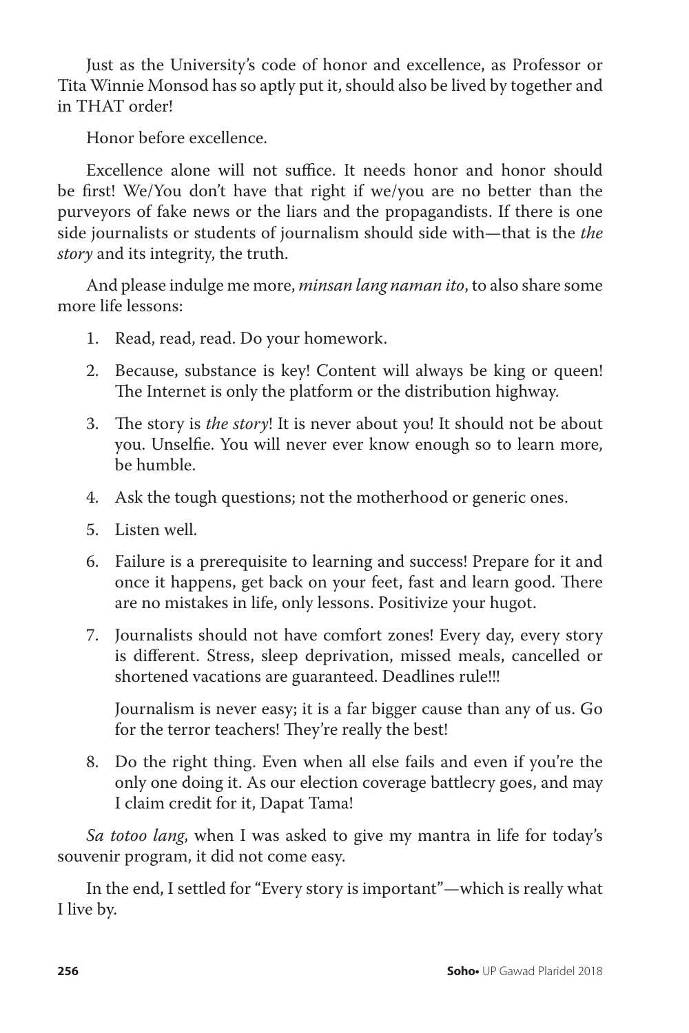Just as the University's code of honor and excellence, as Professor or Tita Winnie Monsod has so aptly put it, should also be lived by together and in THAT order!

Honor before excellence.

Excellence alone will not suffice. It needs honor and honor should be first! We/You don't have that right if we/you are no better than the purveyors of fake news or the liars and the propagandists. If there is one side journalists or students of journalism should side with—that is the *the story* and its integrity, the truth.

And please indulge me more, *minsan lang naman ito*, to also share some more life lessons:

1. Read, read, read. Do your homework.
2. Because, substance is key! Content will always be king or queen! The Internet is only the platform or the distribution highway.
3. The story is *the story*! It is never about you! It should not be about you. Unselfie. You will never ever know enough so to learn more, be humble.
4. Ask the tough questions; not the motherhood or generic ones.
5. Listen well.
6. Failure is a prerequisite to learning and success! Prepare for it and once it happens, get back on your feet, fast and learn good. There are no mistakes in life, only lessons. Positivize your hugot.
7. Journalists should not have comfort zones! Every day, every story is different. Stress, sleep deprivation, missed meals, cancelled or shortened vacations are guaranteed. Deadlines rule!!!

   Journalism is never easy; it is a far bigger cause than any of us. Go for the terror teachers! They're really the best!
8. Do the right thing. Even when all else fails and even if you're the only one doing it. As our election coverage battlecry goes, and may I claim credit for it, Dapat Tama!

*Sa totoo lang*, when I was asked to give my mantra in life for today's souvenir program, it did not come easy.

In the end, I settled for "Every story is important"—which is really what I live by.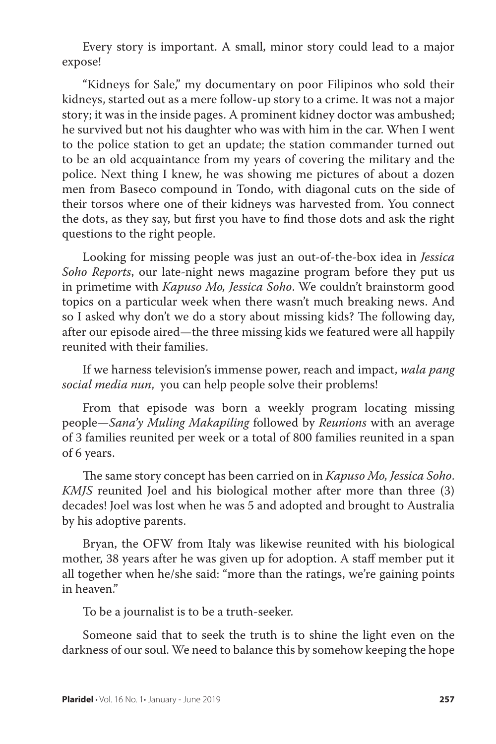Every story is important. A small, minor story could lead to a major expose!

"Kidneys for Sale," my documentary on poor Filipinos who sold their kidneys, started out as a mere follow-up story to a crime. It was not a major story; it was in the inside pages. A prominent kidney doctor was ambushed; he survived but not his daughter who was with him in the car. When I went to the police station to get an update; the station commander turned out to be an old acquaintance from my years of covering the military and the police. Next thing I knew, he was showing me pictures of about a dozen men from Baseco compound in Tondo, with diagonal cuts on the side of their torsos where one of their kidneys was harvested from. You connect the dots, as they say, but first you have to find those dots and ask the right questions to the right people.

Looking for missing people was just an out-of-the-box idea in *Jessica Soho Reports*, our late-night news magazine program before they put us in primetime with *Kapuso Mo, Jessica Soho*. We couldn't brainstorm good topics on a particular week when there wasn't much breaking news. And so I asked why don't we do a story about missing kids? The following day, after our episode aired—the three missing kids we featured were all happily reunited with their families.

If we harness television's immense power, reach and impact, *wala pang social media nun*, you can help people solve their problems!

From that episode was born a weekly program locating missing people—*Sana'y Muling Makapiling* followed by *Reunions* with an average of 3 families reunited per week or a total of 800 families reunited in a span of 6 years.

The same story concept has been carried on in *Kapuso Mo, Jessica Soho*. *KMJS* reunited Joel and his biological mother after more than three (3) decades! Joel was lost when he was 5 and adopted and brought to Australia by his adoptive parents.

Bryan, the OFW from Italy was likewise reunited with his biological mother, 38 years after he was given up for adoption. A staff member put it all together when he/she said: "more than the ratings, we're gaining points in heaven."

To be a journalist is to be a truth-seeker.

Someone said that to seek the truth is to shine the light even on the darkness of our soul. We need to balance this by somehow keeping the hope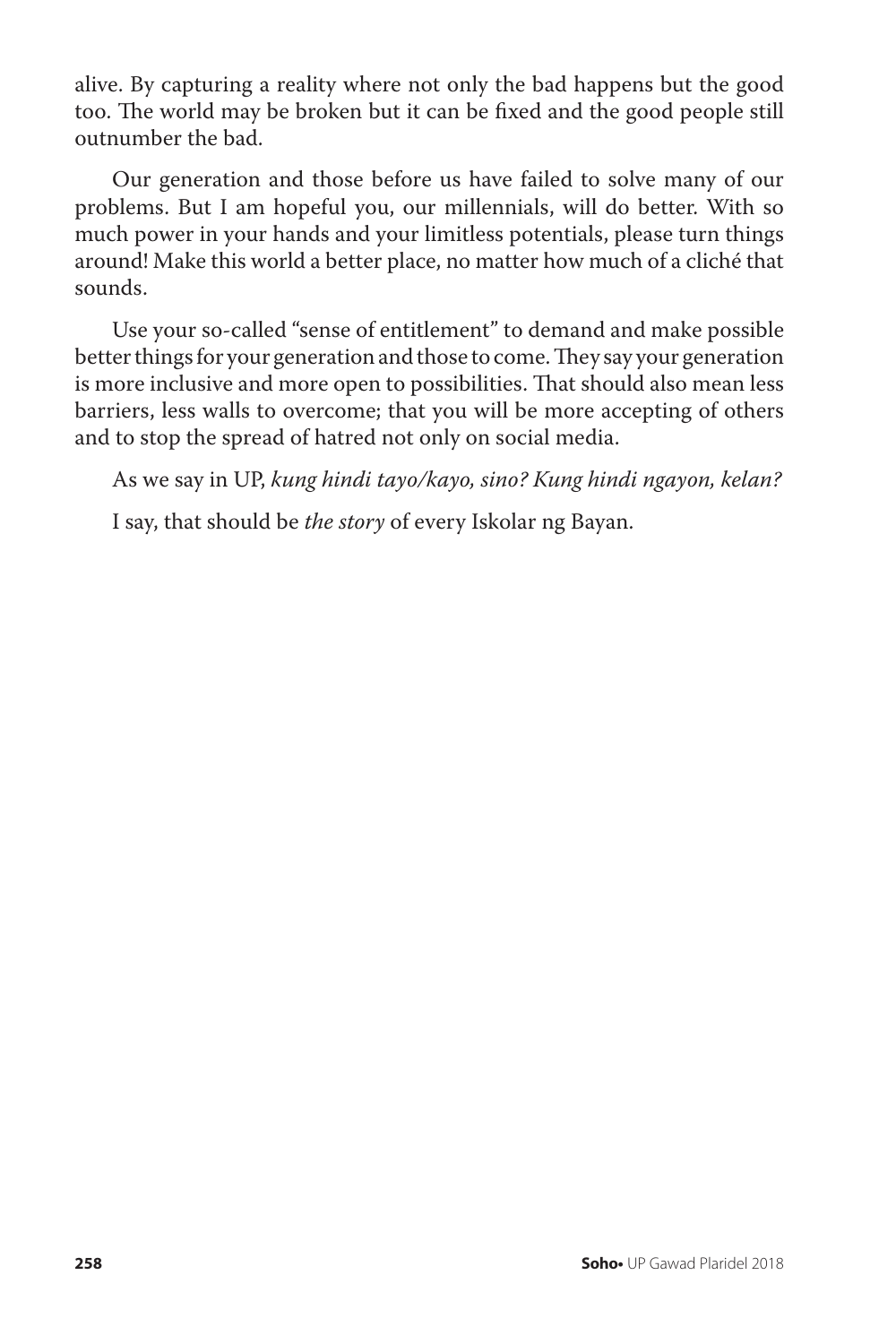alive. By capturing a reality where not only the bad happens but the good too. The world may be broken but it can be fixed and the good people still outnumber the bad.

Our generation and those before us have failed to solve many of our problems. But I am hopeful you, our millennials, will do better. With so much power in your hands and your limitless potentials, please turn things around! Make this world a better place, no matter how much of a cliché that sounds.

Use your so-called "sense of entitlement" to demand and make possible better things for your generation and those to come. They say your generation is more inclusive and more open to possibilities. That should also mean less barriers, less walls to overcome; that you will be more accepting of others and to stop the spread of hatred not only on social media.

As we say in UP, *kung hindi tayo/kayo, sino? Kung hindi ngayon, kelan?*

I say, that should be *the story* of every Iskolar ng Bayan.